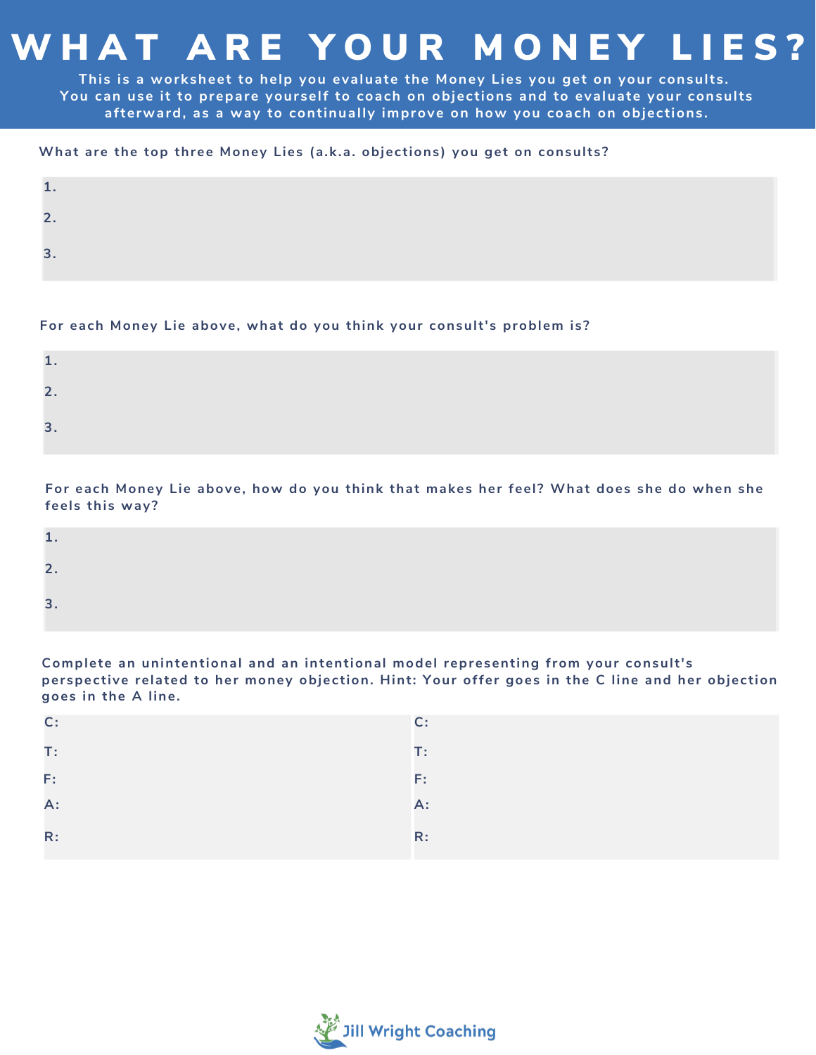# WHAT ARE YOUR MONEY LIES?

**This is a worksheet to help you evaluate the Money Lies you get on your consults. You can use it to prepare yourself to coach on objections and to evaluate your consults afterward, as a way to continually improve on how you coach on objections.**

**What are the top three Money Lies (a.k.a. objections) you get on consults?**

1.
2.
3.

**For each Money Lie above, what do you think your consult's problem is?**

1.
2.
3.

**For each Money Lie above, how do you think that makes her feel? What does she do when she feels this way?**

1.
2.
3.

**Complete an unintentional and an intentional model representing from your consult's perspective related to her money objection. Hint: Your offer goes in the C line and her objection goes in the A line.**

| | |
|---|---|
| C: | C: |
| T: | T: |
| F: | F: |
| A: | A: |
| R: | R: |

Jill Wright Coaching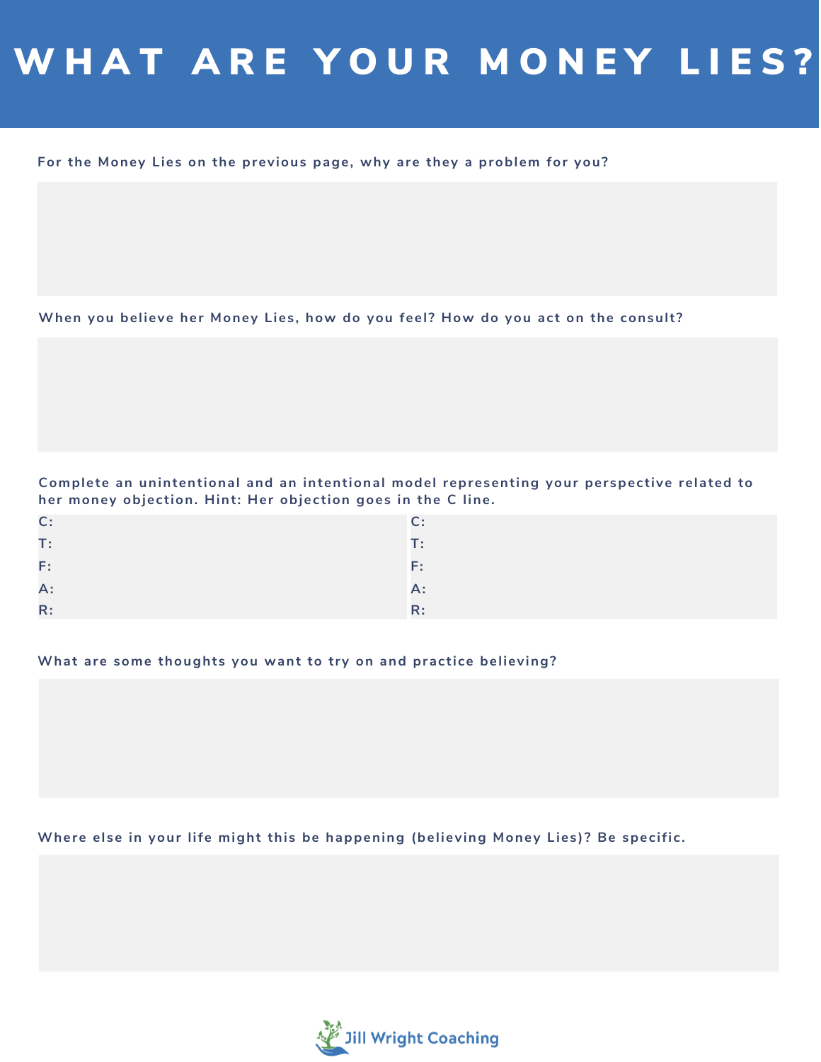# WHAT ARE YOUR MONEY LIES?

**For the Money Lies on the previous page, why are they a problem for you?**

**When you believe her Money Lies, how do you feel? How do you act on the consult?**

**Complete an unintentional and an intentional model representing your perspective related to her money objection. Hint: Her objection goes in the C line.**

| | |
|---|---|
| C: | C: |
| T: | T: |
| F: | F: |
| A: | A: |
| R: | R: |

**What are some thoughts you want to try on and practice believing?**

**Where else in your life might this be happening (believing Money Lies)? Be specific.**

Jill Wright Coaching